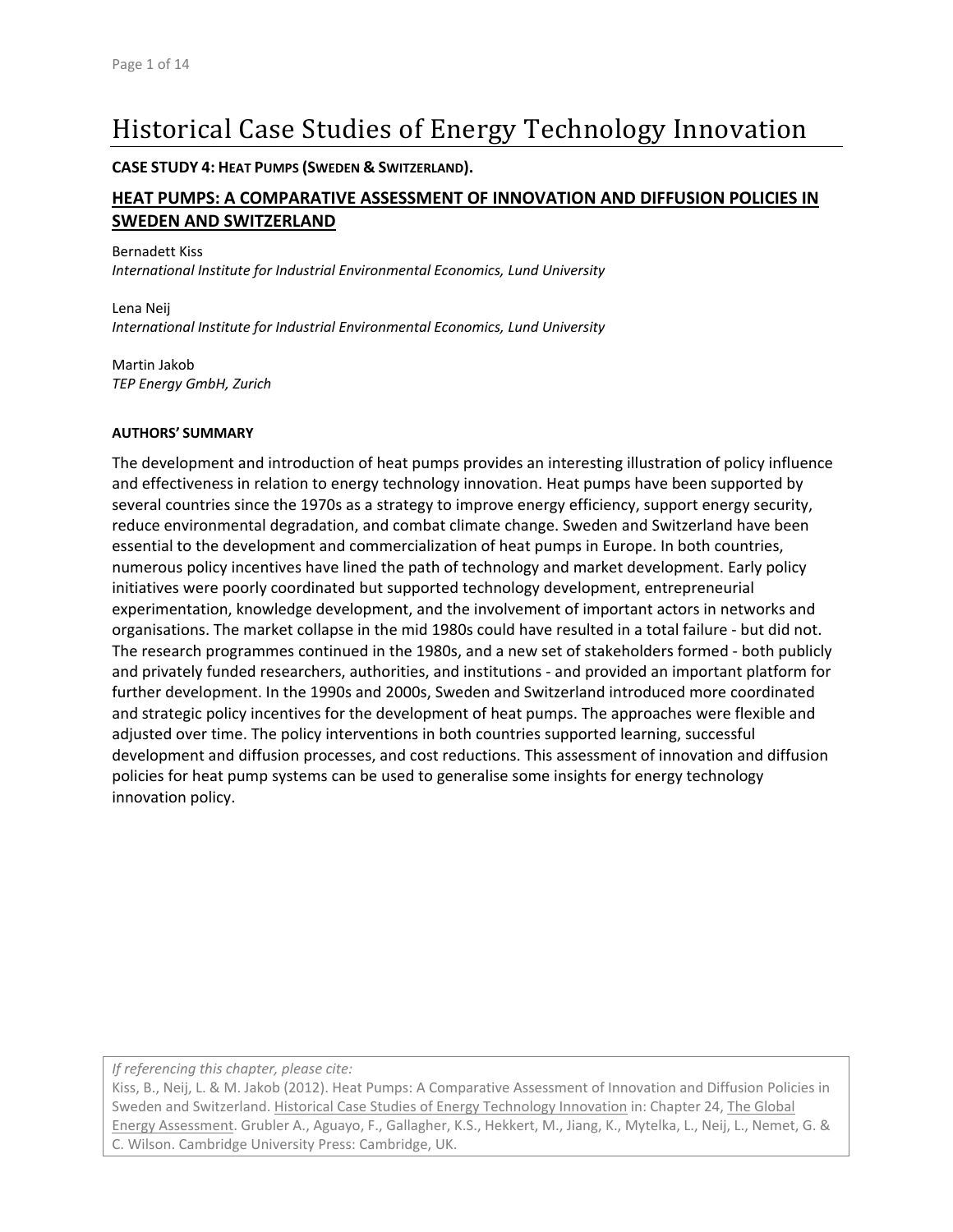# Historical Case Studies of Energy Technology Innovation

**CASE STUDY 4: HEAT PUMPS (SWEDEN & SWITZERLAND).**

## HEAT PUMPS: A COMPARATIVE ASSESSMENT OF INNOVATION AND DIFFUSION POLICIES IN SWEDEN AND SWITZERLAND

Bernadett Kiss
*International Institute for Industrial Environmental Economics, Lund University*

Lena Neij
*International Institute for Industrial Environmental Economics, Lund University*

Martin Jakob
*TEP Energy GmbH, Zurich*

**AUTHORS' SUMMARY**

The development and introduction of heat pumps provides an interesting illustration of policy influence and effectiveness in relation to energy technology innovation. Heat pumps have been supported by several countries since the 1970s as a strategy to improve energy efficiency, support energy security, reduce environmental degradation, and combat climate change. Sweden and Switzerland have been essential to the development and commercialization of heat pumps in Europe. In both countries, numerous policy incentives have lined the path of technology and market development. Early policy initiatives were poorly coordinated but supported technology development, entrepreneurial experimentation, knowledge development, and the involvement of important actors in networks and organisations. The market collapse in the mid 1980s could have resulted in a total failure - but did not. The research programmes continued in the 1980s, and a new set of stakeholders formed - both publicly and privately funded researchers, authorities, and institutions - and provided an important platform for further development. In the 1990s and 2000s, Sweden and Switzerland introduced more coordinated and strategic policy incentives for the development of heat pumps. The approaches were flexible and adjusted over time. The policy interventions in both countries supported learning, successful development and diffusion processes, and cost reductions. This assessment of innovation and diffusion policies for heat pump systems can be used to generalise some insights for energy technology innovation policy.

*If referencing this chapter, please cite:*
Kiss, B., Neij, L. & M. Jakob (2012). Heat Pumps: A Comparative Assessment of Innovation and Diffusion Policies in Sweden and Switzerland. Historical Case Studies of Energy Technology Innovation in: Chapter 24, The Global Energy Assessment. Grubler A., Aguayo, F., Gallagher, K.S., Hekkert, M., Jiang, K., Mytelka, L., Neij, L., Nemet, G. & C. Wilson. Cambridge University Press: Cambridge, UK.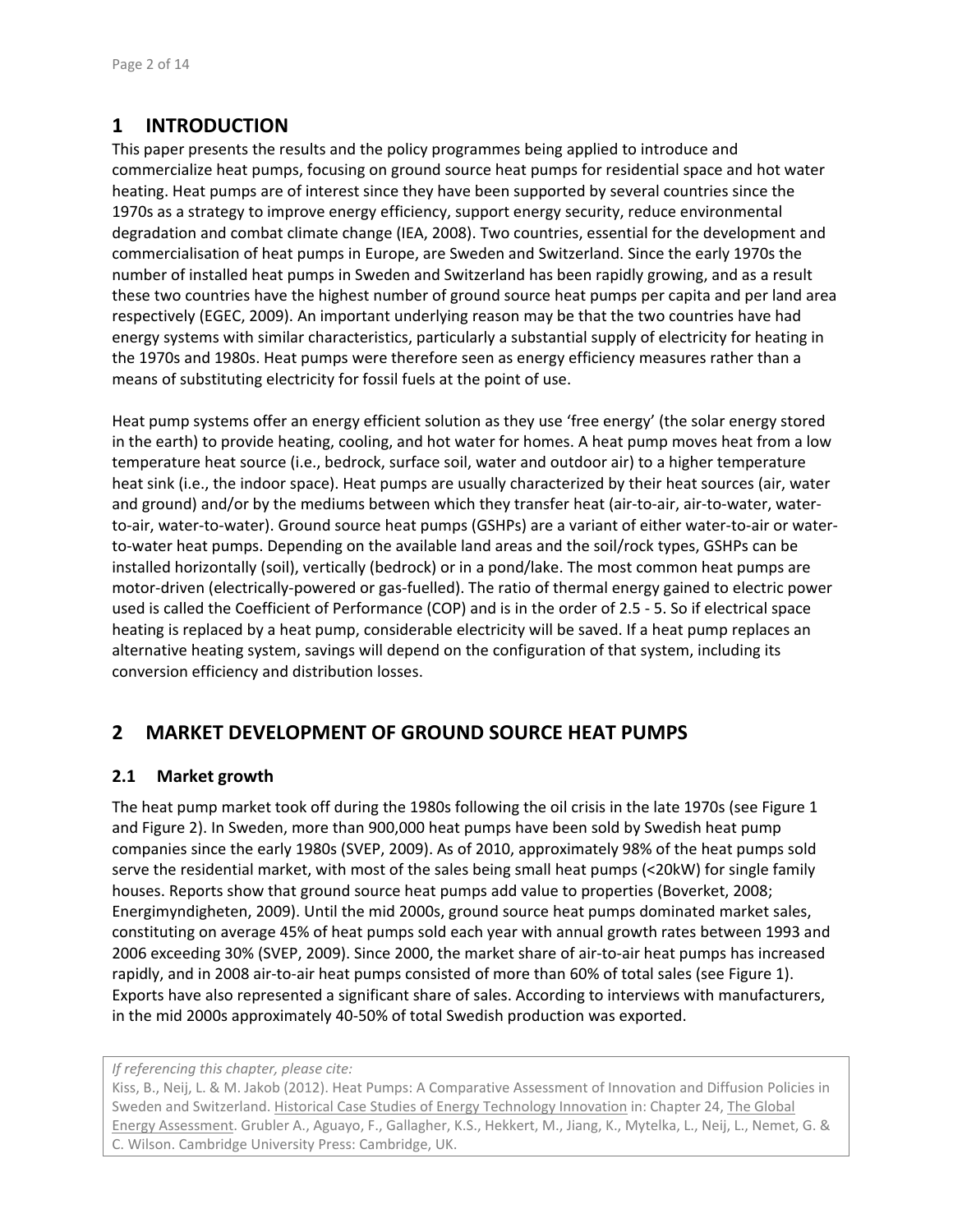# 1 INTRODUCTION

This paper presents the results and the policy programmes being applied to introduce and commercialize heat pumps, focusing on ground source heat pumps for residential space and hot water heating. Heat pumps are of interest since they have been supported by several countries since the 1970s as a strategy to improve energy efficiency, support energy security, reduce environmental degradation and combat climate change (IEA, 2008). Two countries, essential for the development and commercialisation of heat pumps in Europe, are Sweden and Switzerland. Since the early 1970s the number of installed heat pumps in Sweden and Switzerland has been rapidly growing, and as a result these two countries have the highest number of ground source heat pumps per capita and per land area respectively (EGEC, 2009). An important underlying reason may be that the two countries have had energy systems with similar characteristics, particularly a substantial supply of electricity for heating in the 1970s and 1980s. Heat pumps were therefore seen as energy efficiency measures rather than a means of substituting electricity for fossil fuels at the point of use.

Heat pump systems offer an energy efficient solution as they use 'free energy' (the solar energy stored in the earth) to provide heating, cooling, and hot water for homes. A heat pump moves heat from a low temperature heat source (i.e., bedrock, surface soil, water and outdoor air) to a higher temperature heat sink (i.e., the indoor space). Heat pumps are usually characterized by their heat sources (air, water and ground) and/or by the mediums between which they transfer heat (air-to-air, air-to-water, water-to-air, water-to-water). Ground source heat pumps (GSHPs) are a variant of either water-to-air or water-to-water heat pumps. Depending on the available land areas and the soil/rock types, GSHPs can be installed horizontally (soil), vertically (bedrock) or in a pond/lake. The most common heat pumps are motor-driven (electrically-powered or gas-fuelled). The ratio of thermal energy gained to electric power used is called the Coefficient of Performance (COP) and is in the order of 2.5 - 5. So if electrical space heating is replaced by a heat pump, considerable electricity will be saved. If a heat pump replaces an alternative heating system, savings will depend on the configuration of that system, including its conversion efficiency and distribution losses.

# 2 MARKET DEVELOPMENT OF GROUND SOURCE HEAT PUMPS

## 2.1 Market growth

The heat pump market took off during the 1980s following the oil crisis in the late 1970s (see Figure 1 and Figure 2). In Sweden, more than 900,000 heat pumps have been sold by Swedish heat pump companies since the early 1980s (SVEP, 2009). As of 2010, approximately 98% of the heat pumps sold serve the residential market, with most of the sales being small heat pumps (<20kW) for single family houses. Reports show that ground source heat pumps add value to properties (Boverket, 2008; Energimyndigheten, 2009). Until the mid 2000s, ground source heat pumps dominated market sales, constituting on average 45% of heat pumps sold each year with annual growth rates between 1993 and 2006 exceeding 30% (SVEP, 2009). Since 2000, the market share of air-to-air heat pumps has increased rapidly, and in 2008 air-to-air heat pumps consisted of more than 60% of total sales (see Figure 1). Exports have also represented a significant share of sales. According to interviews with manufacturers, in the mid 2000s approximately 40-50% of total Swedish production was exported.

*If referencing this chapter, please cite:*
Kiss, B., Neij, L. & M. Jakob (2012). Heat Pumps: A Comparative Assessment of Innovation and Diffusion Policies in Sweden and Switzerland. Historical Case Studies of Energy Technology Innovation in: Chapter 24, The Global Energy Assessment. Grubler A., Aguayo, F., Gallagher, K.S., Hekkert, M., Jiang, K., Mytelka, L., Neij, L., Nemet, G. & C. Wilson. Cambridge University Press: Cambridge, UK.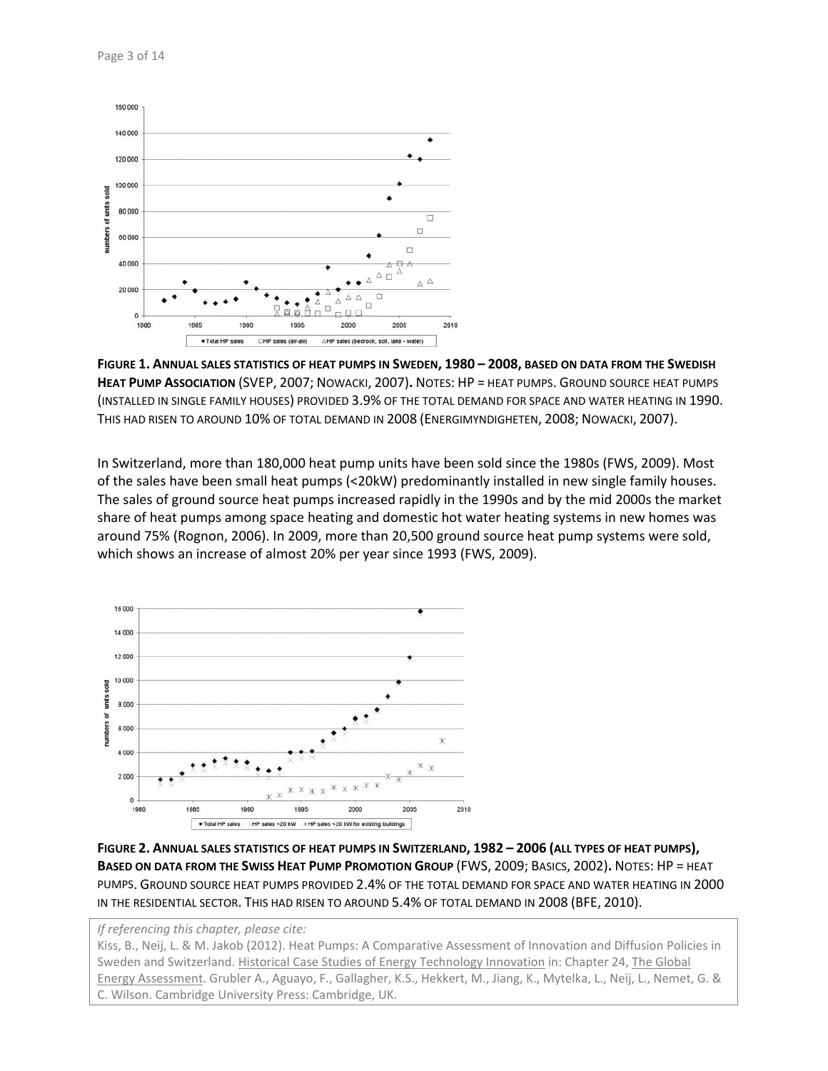**FIGURE 1. ANNUAL SALES STATISTICS OF HEAT PUMPS IN SWEDEN, 1980 – 2008, BASED ON DATA FROM THE SWEDISH HEAT PUMP ASSOCIATION** (SVEP, 2007; NOWACKI, 2007)**.** NOTES: HP = HEAT PUMPS. GROUND SOURCE HEAT PUMPS (INSTALLED IN SINGLE FAMILY HOUSES) PROVIDED 3.9% OF THE TOTAL DEMAND FOR SPACE AND WATER HEATING IN 1990. THIS HAD RISEN TO AROUND 10% OF TOTAL DEMAND IN 2008 (ENERGIMYNDIGHETEN, 2008; NOWACKI, 2007).

In Switzerland, more than 180,000 heat pump units have been sold since the 1980s (FWS, 2009). Most of the sales have been small heat pumps (<20kW) predominantly installed in new single family houses. The sales of ground source heat pumps increased rapidly in the 1990s and by the mid 2000s the market share of heat pumps among space heating and domestic hot water heating systems in new homes was around 75% (Rognon, 2006). In 2009, more than 20,500 ground source heat pump systems were sold, which shows an increase of almost 20% per year since 1993 (FWS, 2009).

**FIGURE 2. ANNUAL SALES STATISTICS OF HEAT PUMPS IN SWITZERLAND, 1982 – 2006 (ALL TYPES OF HEAT PUMPS), BASED ON DATA FROM THE SWISS HEAT PUMP PROMOTION GROUP** (FWS, 2009; BASICS, 2002)**.** NOTES: HP = HEAT PUMPS. GROUND SOURCE HEAT PUMPS PROVIDED 2.4% OF THE TOTAL DEMAND FOR SPACE AND WATER HEATING IN 2000 IN THE RESIDENTIAL SECTOR. THIS HAD RISEN TO AROUND 5.4% OF TOTAL DEMAND IN 2008 (BFE, 2010).

*If referencing this chapter, please cite:*
Kiss, B., Neij, L. & M. Jakob (2012). Heat Pumps: A Comparative Assessment of Innovation and Diffusion Policies in Sweden and Switzerland. Historical Case Studies of Energy Technology Innovation in: Chapter 24, The Global Energy Assessment. Grubler A., Aguayo, F., Gallagher, K.S., Hekkert, M., Jiang, K., Mytelka, L., Neij, L., Nemet, G. & C. Wilson. Cambridge University Press: Cambridge, UK.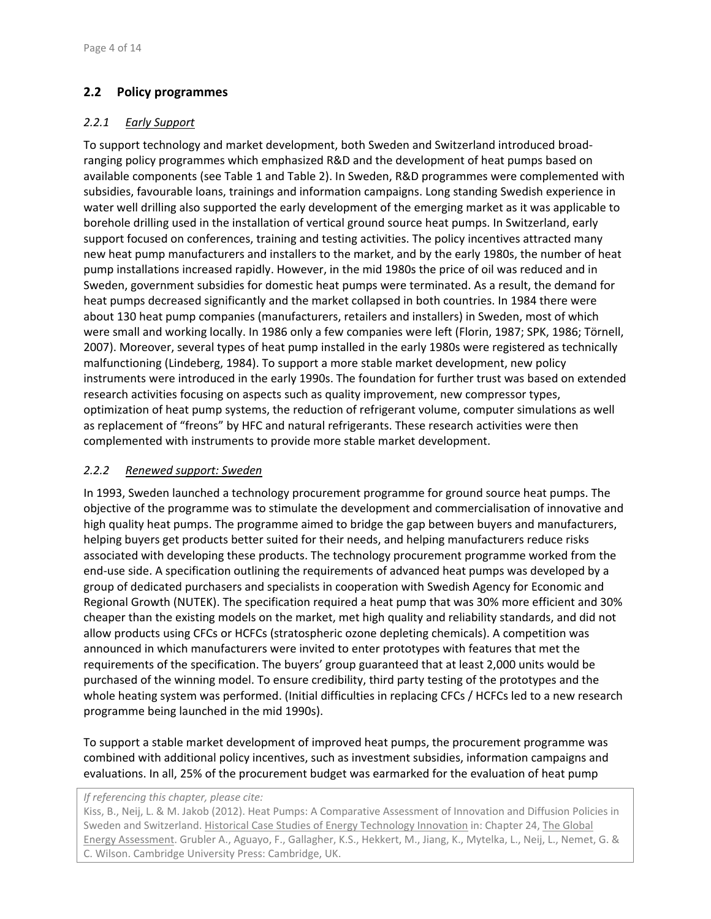## 2.2 Policy programmes

### *2.2.1 Early Support*

To support technology and market development, both Sweden and Switzerland introduced broad-ranging policy programmes which emphasized R&D and the development of heat pumps based on available components (see Table 1 and Table 2). In Sweden, R&D programmes were complemented with subsidies, favourable loans, trainings and information campaigns. Long standing Swedish experience in water well drilling also supported the early development of the emerging market as it was applicable to borehole drilling used in the installation of vertical ground source heat pumps. In Switzerland, early support focused on conferences, training and testing activities. The policy incentives attracted many new heat pump manufacturers and installers to the market, and by the early 1980s, the number of heat pump installations increased rapidly. However, in the mid 1980s the price of oil was reduced and in Sweden, government subsidies for domestic heat pumps were terminated. As a result, the demand for heat pumps decreased significantly and the market collapsed in both countries. In 1984 there were about 130 heat pump companies (manufacturers, retailers and installers) in Sweden, most of which were small and working locally. In 1986 only a few companies were left (Florin, 1987; SPK, 1986; Törnell, 2007). Moreover, several types of heat pump installed in the early 1980s were registered as technically malfunctioning (Lindeberg, 1984). To support a more stable market development, new policy instruments were introduced in the early 1990s. The foundation for further trust was based on extended research activities focusing on aspects such as quality improvement, new compressor types, optimization of heat pump systems, the reduction of refrigerant volume, computer simulations as well as replacement of "freons" by HFC and natural refrigerants. These research activities were then complemented with instruments to provide more stable market development.

### *2.2.2 Renewed support: Sweden*

In 1993, Sweden launched a technology procurement programme for ground source heat pumps. The objective of the programme was to stimulate the development and commercialisation of innovative and high quality heat pumps. The programme aimed to bridge the gap between buyers and manufacturers, helping buyers get products better suited for their needs, and helping manufacturers reduce risks associated with developing these products. The technology procurement programme worked from the end-use side. A specification outlining the requirements of advanced heat pumps was developed by a group of dedicated purchasers and specialists in cooperation with Swedish Agency for Economic and Regional Growth (NUTEK). The specification required a heat pump that was 30% more efficient and 30% cheaper than the existing models on the market, met high quality and reliability standards, and did not allow products using CFCs or HCFCs (stratospheric ozone depleting chemicals). A competition was announced in which manufacturers were invited to enter prototypes with features that met the requirements of the specification. The buyers' group guaranteed that at least 2,000 units would be purchased of the winning model. To ensure credibility, third party testing of the prototypes and the whole heating system was performed. (Initial difficulties in replacing CFCs / HCFCs led to a new research programme being launched in the mid 1990s).

To support a stable market development of improved heat pumps, the procurement programme was combined with additional policy incentives, such as investment subsidies, information campaigns and evaluations. In all, 25% of the procurement budget was earmarked for the evaluation of heat pump

*If referencing this chapter, please cite:*
Kiss, B., Neij, L. & M. Jakob (2012). Heat Pumps: A Comparative Assessment of Innovation and Diffusion Policies in Sweden and Switzerland. Historical Case Studies of Energy Technology Innovation in: Chapter 24, The Global Energy Assessment. Grubler A., Aguayo, F., Gallagher, K.S., Hekkert, M., Jiang, K., Mytelka, L., Neij, L., Nemet, G. & C. Wilson. Cambridge University Press: Cambridge, UK.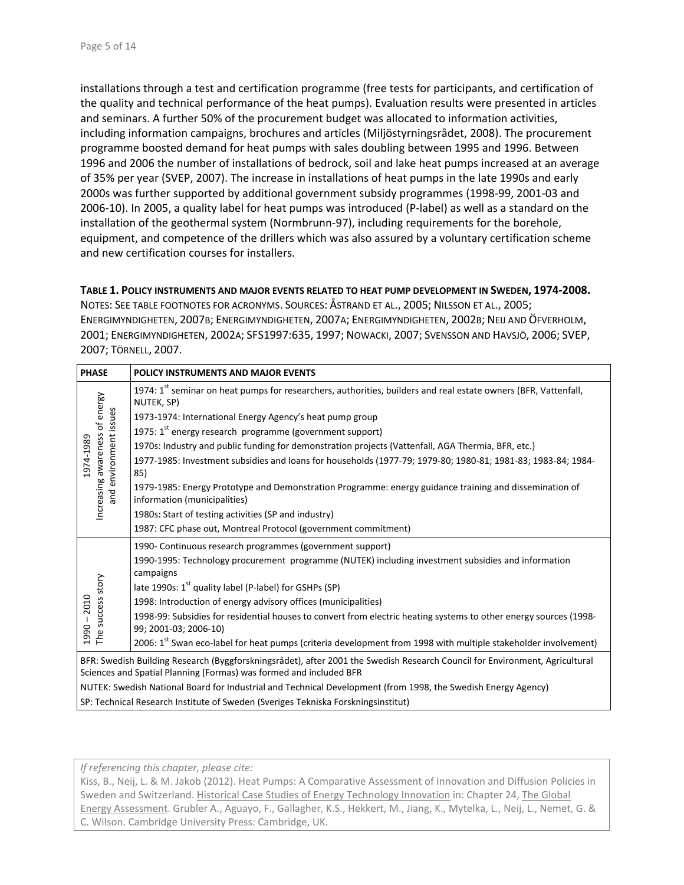installations through a test and certification programme (free tests for participants, and certification of the quality and technical performance of the heat pumps). Evaluation results were presented in articles and seminars. A further 50% of the procurement budget was allocated to information activities, including information campaigns, brochures and articles (Miljöstyrningsrådet, 2008). The procurement programme boosted demand for heat pumps with sales doubling between 1995 and 1996. Between 1996 and 2006 the number of installations of bedrock, soil and lake heat pumps increased at an average of 35% per year (SVEP, 2007). The increase in installations of heat pumps in the late 1990s and early 2000s was further supported by additional government subsidy programmes (1998-99, 2001-03 and 2006-10). In 2005, a quality label for heat pumps was introduced (P-label) as well as a standard on the installation of the geothermal system (Normbrunn-97), including requirements for the borehole, equipment, and competence of the drillers which was also assured by a voluntary certification scheme and new certification courses for installers.

**Table 1. Policy instruments and major events related to heat pump development in Sweden, 1974-2008.** Notes: See table footnotes for acronyms. Sources: Åstrand et al., 2005; Nilsson et al., 2005; Energimyndigheten, 2007b; Energimyndigheten, 2007a; Energimyndigheten, 2002b; Neij and Öfverholm, 2001; Energimyndigheten, 2002a; SFS1997:635, 1997; Nowacki, 2007; Svensson and Havsjö, 2006; SVEP, 2007; Törnell, 2007.

| PHASE | POLICY INSTRUMENTS AND MAJOR EVENTS |
|---|---|
| 1974-1989 Increasing awareness of energy and environment issues | 1974: 1st seminar on heat pumps for researchers, authorities, builders and real estate owners (BFR, Vattenfall, NUTEK, SP) |
| | 1973-1974: International Energy Agency's heat pump group |
| | 1975: 1st energy research programme (government support) |
| | 1970s: Industry and public funding for demonstration projects (Vattenfall, AGA Thermia, BFR, etc.) |
| | 1977-1985: Investment subsidies and loans for households (1977-79; 1979-80; 1980-81; 1981-83; 1983-84; 1984-85) |
| | 1979-1985: Energy Prototype and Demonstration Programme: energy guidance training and dissemination of information (municipalities) |
| | 1980s: Start of testing activities (SP and industry) |
| | 1987: CFC phase out, Montreal Protocol (government commitment) |
| 1990 – 2010 The success story | 1990- Continuous research programmes (government support) |
| | 1990-1995: Technology procurement programme (NUTEK) including investment subsidies and information campaigns |
| | late 1990s: 1st quality label (P-label) for GSHPs (SP) |
| | 1998: Introduction of energy advisory offices (municipalities) |
| | 1998-99: Subsidies for residential houses to convert from electric heating systems to other energy sources (1998-99; 2001-03; 2006-10) |
| | 2006: 1st Swan eco-label for heat pumps (criteria development from 1998 with multiple stakeholder involvement) |

BFR: Swedish Building Research (Byggforskningsrådet), after 2001 the Swedish Research Council for Environment, Agricultural Sciences and Spatial Planning (Formas) was formed and included BFR

NUTEK: Swedish National Board for Industrial and Technical Development (from 1998, the Swedish Energy Agency)

SP: Technical Research Institute of Sweden (Sveriges Tekniska Forskningsinstitut)

*If referencing this chapter, please cite:*
Kiss, B., Neij, L. & M. Jakob (2012). Heat Pumps: A Comparative Assessment of Innovation and Diffusion Policies in Sweden and Switzerland. Historical Case Studies of Energy Technology Innovation in: Chapter 24, The Global Energy Assessment. Grubler A., Aguayo, F., Gallagher, K.S., Hekkert, M., Jiang, K., Mytelka, L., Neij, L., Nemet, G. & C. Wilson. Cambridge University Press: Cambridge, UK.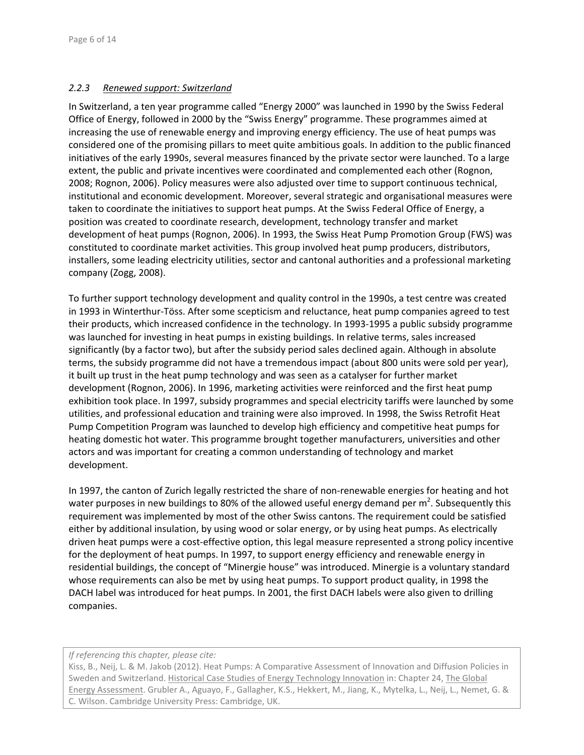### *2.2.3 Renewed support: Switzerland*

In Switzerland, a ten year programme called "Energy 2000" was launched in 1990 by the Swiss Federal Office of Energy, followed in 2000 by the "Swiss Energy" programme. These programmes aimed at increasing the use of renewable energy and improving energy efficiency. The use of heat pumps was considered one of the promising pillars to meet quite ambitious goals. In addition to the public financed initiatives of the early 1990s, several measures financed by the private sector were launched. To a large extent, the public and private incentives were coordinated and complemented each other (Rognon, 2008; Rognon, 2006). Policy measures were also adjusted over time to support continuous technical, institutional and economic development. Moreover, several strategic and organisational measures were taken to coordinate the initiatives to support heat pumps. At the Swiss Federal Office of Energy, a position was created to coordinate research, development, technology transfer and market development of heat pumps (Rognon, 2006). In 1993, the Swiss Heat Pump Promotion Group (FWS) was constituted to coordinate market activities. This group involved heat pump producers, distributors, installers, some leading electricity utilities, sector and cantonal authorities and a professional marketing company (Zogg, 2008).

To further support technology development and quality control in the 1990s, a test centre was created in 1993 in Winterthur-Töss. After some scepticism and reluctance, heat pump companies agreed to test their products, which increased confidence in the technology. In 1993-1995 a public subsidy programme was launched for investing in heat pumps in existing buildings. In relative terms, sales increased significantly (by a factor two), but after the subsidy period sales declined again. Although in absolute terms, the subsidy programme did not have a tremendous impact (about 800 units were sold per year), it built up trust in the heat pump technology and was seen as a catalyser for further market development (Rognon, 2006). In 1996, marketing activities were reinforced and the first heat pump exhibition took place. In 1997, subsidy programmes and special electricity tariffs were launched by some utilities, and professional education and training were also improved. In 1998, the Swiss Retrofit Heat Pump Competition Program was launched to develop high efficiency and competitive heat pumps for heating domestic hot water. This programme brought together manufacturers, universities and other actors and was important for creating a common understanding of technology and market development.

In 1997, the canton of Zurich legally restricted the share of non-renewable energies for heating and hot water purposes in new buildings to 80% of the allowed useful energy demand per $m^2$. Subsequently this requirement was implemented by most of the other Swiss cantons. The requirement could be satisfied either by additional insulation, by using wood or solar energy, or by using heat pumps. As electrically driven heat pumps were a cost-effective option, this legal measure represented a strong policy incentive for the deployment of heat pumps. In 1997, to support energy efficiency and renewable energy in residential buildings, the concept of "Minergie house" was introduced. Minergie is a voluntary standard whose requirements can also be met by using heat pumps. To support product quality, in 1998 the DACH label was introduced for heat pumps. In 2001, the first DACH labels were also given to drilling companies.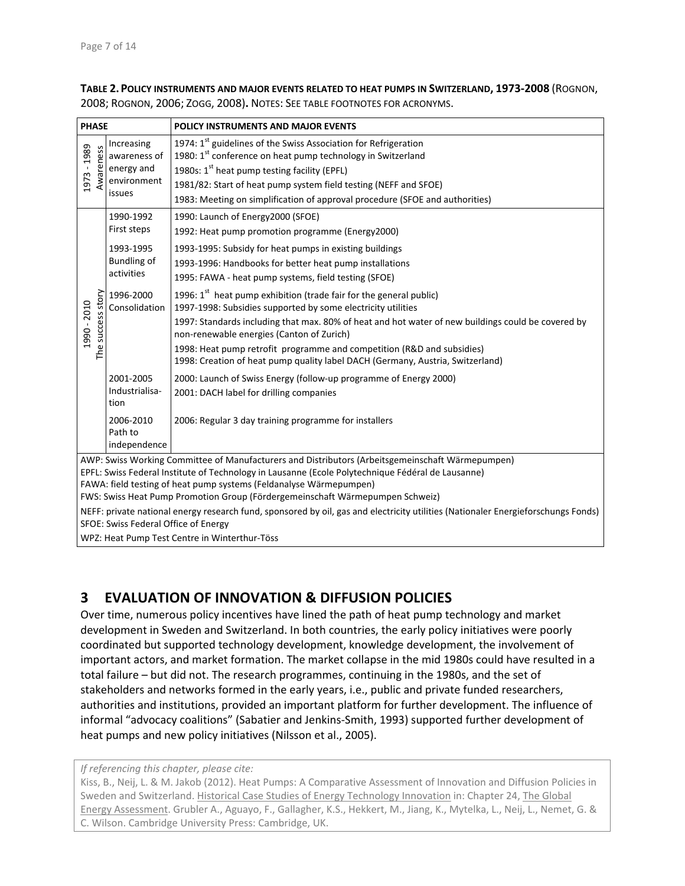**TABLE 2. POLICY INSTRUMENTS AND MAJOR EVENTS RELATED TO HEAT PUMPS IN SWITZERLAND, 1973-2008** (ROGNON, 2008; ROGNON, 2006; ZOGG, 2008). NOTES: SEE TABLE FOOTNOTES FOR ACRONYMS.

| PHASE | | POLICY INSTRUMENTS AND MAJOR EVENTS |
|---|---|---|
| 1973 - 1989 Awareness | Increasing awareness of energy and environment issues | 1974: 1st guidelines of the Swiss Association for Refrigeration<br>1980: 1st conference on heat pump technology in Switzerland<br>1980s: 1st heat pump testing facility (EPFL)<br>1981/82: Start of heat pump system field testing (NEFF and SFOE)<br>1983: Meeting on simplification of approval procedure (SFOE and authorities) |
| 1990 - 2010 The success story | 1990-1992 First steps | 1990: Launch of Energy2000 (SFOE)<br>1992: Heat pump promotion programme (Energy2000) |
| | 1993-1995 Bundling of activities | 1993-1995: Subsidy for heat pumps in existing buildings<br>1993-1996: Handbooks for better heat pump installations<br>1995: FAWA - heat pump systems, field testing (SFOE) |
| | 1996-2000 Consolidation | 1996: 1st heat pump exhibition (trade fair for the general public)<br>1997-1998: Subsidies supported by some electricity utilities<br>1997: Standards including that max. 80% of heat and hot water of new buildings could be covered by non-renewable energies (Canton of Zurich)<br>1998: Heat pump retrofit programme and competition (R&D and subsidies)<br>1998: Creation of heat pump quality label DACH (Germany, Austria, Switzerland) |
| | 2001-2005 Industrialisation | 2000: Launch of Swiss Energy (follow-up programme of Energy 2000)<br>2001: DACH label for drilling companies |
| | 2006-2010 Path to independence | 2006: Regular 3 day training programme for installers |

AWP: Swiss Working Committee of Manufacturers and Distributors (Arbeitsgemeinschaft Wärmepumpen)
EPFL: Swiss Federal Institute of Technology in Lausanne (Ecole Polytechnique Fédéral de Lausanne)
FAWA: field testing of heat pump systems (Feldanalyse Wärmepumpen)
FWS: Swiss Heat Pump Promotion Group (Födergemeinschaft Wärmepumpen Schweiz)
NEFF: private national energy research fund, sponsored by oil, gas and electricity utilities (Nationaler Energieforschungs Fonds)
SFOE: Swiss Federal Office of Energy
WPZ: Heat Pump Test Centre in Winterthur-Töss

## 3 EVALUATION OF INNOVATION & DIFFUSION POLICIES

Over time, numerous policy incentives have lined the path of heat pump technology and market development in Sweden and Switzerland. In both countries, the early policy initiatives were poorly coordinated but supported technology development, knowledge development, the involvement of important actors, and market formation. The market collapse in the mid 1980s could have resulted in a total failure – but did not. The research programmes, continuing in the 1980s, and the set of stakeholders and networks formed in the early years, i.e., public and private funded researchers, authorities and institutions, provided an important platform for further development. The influence of informal "advocacy coalitions" (Sabatier and Jenkins-Smith, 1993) supported further development of heat pumps and new policy initiatives (Nilsson et al., 2005).

*If referencing this chapter, please cite:*
Kiss, B., Neij, L. & M. Jakob (2012). Heat Pumps: A Comparative Assessment of Innovation and Diffusion Policies in Sweden and Switzerland. Historical Case Studies of Energy Technology Innovation in: Chapter 24, The Global Energy Assessment. Grubler A., Aguayo, F., Gallagher, K.S., Hekkert, M., Jiang, K., Mytelka, L., Neij, L., Nemet, G. & C. Wilson. Cambridge University Press: Cambridge, UK.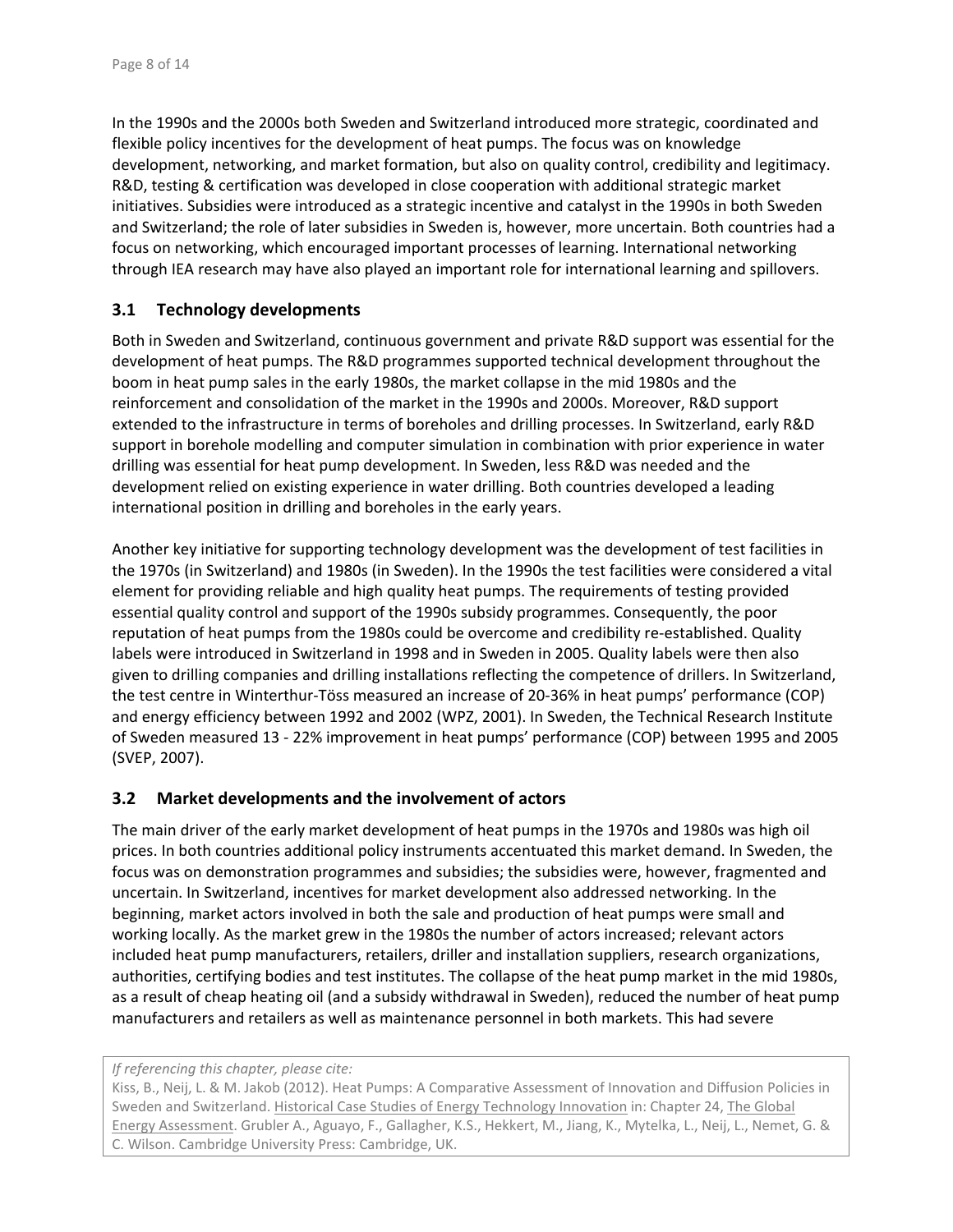In the 1990s and the 2000s both Sweden and Switzerland introduced more strategic, coordinated and flexible policy incentives for the development of heat pumps. The focus was on knowledge development, networking, and market formation, but also on quality control, credibility and legitimacy. R&D, testing & certification was developed in close cooperation with additional strategic market initiatives. Subsidies were introduced as a strategic incentive and catalyst in the 1990s in both Sweden and Switzerland; the role of later subsidies in Sweden is, however, more uncertain. Both countries had a focus on networking, which encouraged important processes of learning. International networking through IEA research may have also played an important role for international learning and spillovers.

## 3.1 Technology developments

Both in Sweden and Switzerland, continuous government and private R&D support was essential for the development of heat pumps. The R&D programmes supported technical development throughout the boom in heat pump sales in the early 1980s, the market collapse in the mid 1980s and the reinforcement and consolidation of the market in the 1990s and 2000s. Moreover, R&D support extended to the infrastructure in terms of boreholes and drilling processes. In Switzerland, early R&D support in borehole modelling and computer simulation in combination with prior experience in water drilling was essential for heat pump development. In Sweden, less R&D was needed and the development relied on existing experience in water drilling. Both countries developed a leading international position in drilling and boreholes in the early years.

Another key initiative for supporting technology development was the development of test facilities in the 1970s (in Switzerland) and 1980s (in Sweden). In the 1990s the test facilities were considered a vital element for providing reliable and high quality heat pumps. The requirements of testing provided essential quality control and support of the 1990s subsidy programmes. Consequently, the poor reputation of heat pumps from the 1980s could be overcome and credibility re-established. Quality labels were introduced in Switzerland in 1998 and in Sweden in 2005. Quality labels were then also given to drilling companies and drilling installations reflecting the competence of drillers. In Switzerland, the test centre in Winterthur-Töss measured an increase of 20-36% in heat pumps' performance (COP) and energy efficiency between 1992 and 2002 (WPZ, 2001). In Sweden, the Technical Research Institute of Sweden measured 13 - 22% improvement in heat pumps' performance (COP) between 1995 and 2005 (SVEP, 2007).

## 3.2 Market developments and the involvement of actors

The main driver of the early market development of heat pumps in the 1970s and 1980s was high oil prices. In both countries additional policy instruments accentuated this market demand. In Sweden, the focus was on demonstration programmes and subsidies; the subsidies were, however, fragmented and uncertain. In Switzerland, incentives for market development also addressed networking. In the beginning, market actors involved in both the sale and production of heat pumps were small and working locally. As the market grew in the 1980s the number of actors increased; relevant actors included heat pump manufacturers, retailers, driller and installation suppliers, research organizations, authorities, certifying bodies and test institutes. The collapse of the heat pump market in the mid 1980s, as a result of cheap heating oil (and a subsidy withdrawal in Sweden), reduced the number of heat pump manufacturers and retailers as well as maintenance personnel in both markets. This had severe

*If referencing this chapter, please cite:*
Kiss, B., Neij, L. & M. Jakob (2012). Heat Pumps: A Comparative Assessment of Innovation and Diffusion Policies in Sweden and Switzerland. Historical Case Studies of Energy Technology Innovation in: Chapter 24, The Global Energy Assessment. Grubler A., Aguayo, F., Gallagher, K.S., Hekkert, M., Jiang, K., Mytelka, L., Neij, L., Nemet, G. & C. Wilson. Cambridge University Press: Cambridge, UK.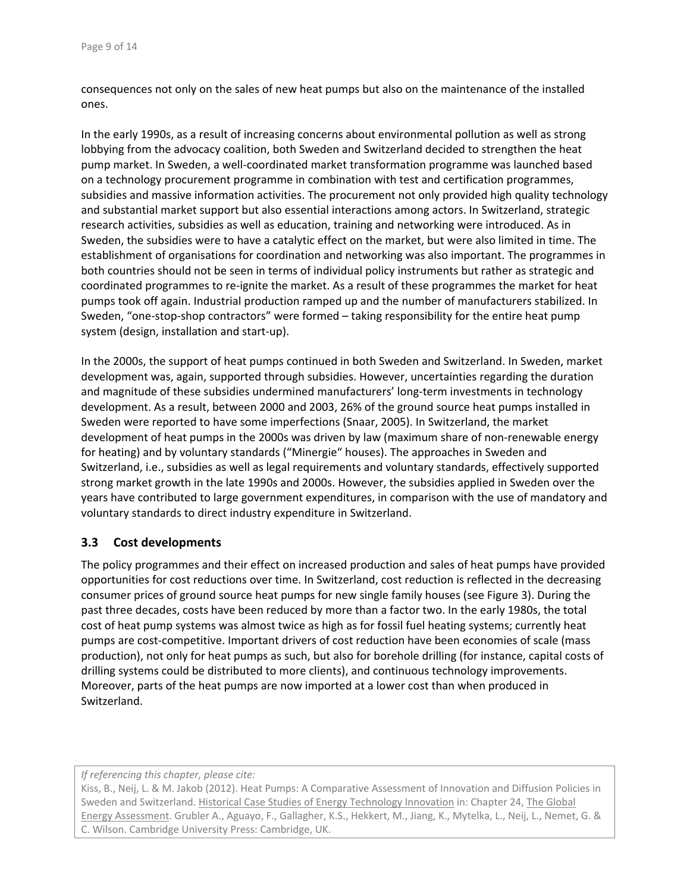consequences not only on the sales of new heat pumps but also on the maintenance of the installed ones.

In the early 1990s, as a result of increasing concerns about environmental pollution as well as strong lobbying from the advocacy coalition, both Sweden and Switzerland decided to strengthen the heat pump market. In Sweden, a well-coordinated market transformation programme was launched based on a technology procurement programme in combination with test and certification programmes, subsidies and massive information activities. The procurement not only provided high quality technology and substantial market support but also essential interactions among actors. In Switzerland, strategic research activities, subsidies as well as education, training and networking were introduced. As in Sweden, the subsidies were to have a catalytic effect on the market, but were also limited in time. The establishment of organisations for coordination and networking was also important. The programmes in both countries should not be seen in terms of individual policy instruments but rather as strategic and coordinated programmes to re-ignite the market. As a result of these programmes the market for heat pumps took off again. Industrial production ramped up and the number of manufacturers stabilized. In Sweden, "one-stop-shop contractors" were formed – taking responsibility for the entire heat pump system (design, installation and start-up).

In the 2000s, the support of heat pumps continued in both Sweden and Switzerland. In Sweden, market development was, again, supported through subsidies. However, uncertainties regarding the duration and magnitude of these subsidies undermined manufacturers' long-term investments in technology development. As a result, between 2000 and 2003, 26% of the ground source heat pumps installed in Sweden were reported to have some imperfections (Snaar, 2005). In Switzerland, the market development of heat pumps in the 2000s was driven by law (maximum share of non-renewable energy for heating) and by voluntary standards ("Minergie" houses). The approaches in Sweden and Switzerland, i.e., subsidies as well as legal requirements and voluntary standards, effectively supported strong market growth in the late 1990s and 2000s. However, the subsidies applied in Sweden over the years have contributed to large government expenditures, in comparison with the use of mandatory and voluntary standards to direct industry expenditure in Switzerland.

## 3.3 Cost developments

The policy programmes and their effect on increased production and sales of heat pumps have provided opportunities for cost reductions over time. In Switzerland, cost reduction is reflected in the decreasing consumer prices of ground source heat pumps for new single family houses (see Figure 3). During the past three decades, costs have been reduced by more than a factor two. In the early 1980s, the total cost of heat pump systems was almost twice as high as for fossil fuel heating systems; currently heat pumps are cost-competitive. Important drivers of cost reduction have been economies of scale (mass production), not only for heat pumps as such, but also for borehole drilling (for instance, capital costs of drilling systems could be distributed to more clients), and continuous technology improvements. Moreover, parts of the heat pumps are now imported at a lower cost than when produced in Switzerland.

*If referencing this chapter, please cite:*
Kiss, B., Neij, L. & M. Jakob (2012). Heat Pumps: A Comparative Assessment of Innovation and Diffusion Policies in Sweden and Switzerland. Historical Case Studies of Energy Technology Innovation in: Chapter 24, The Global Energy Assessment. Grubler A., Aguayo, F., Gallagher, K.S., Hekkert, M., Jiang, K., Mytelka, L., Neij, L., Nemet, G. & C. Wilson. Cambridge University Press: Cambridge, UK.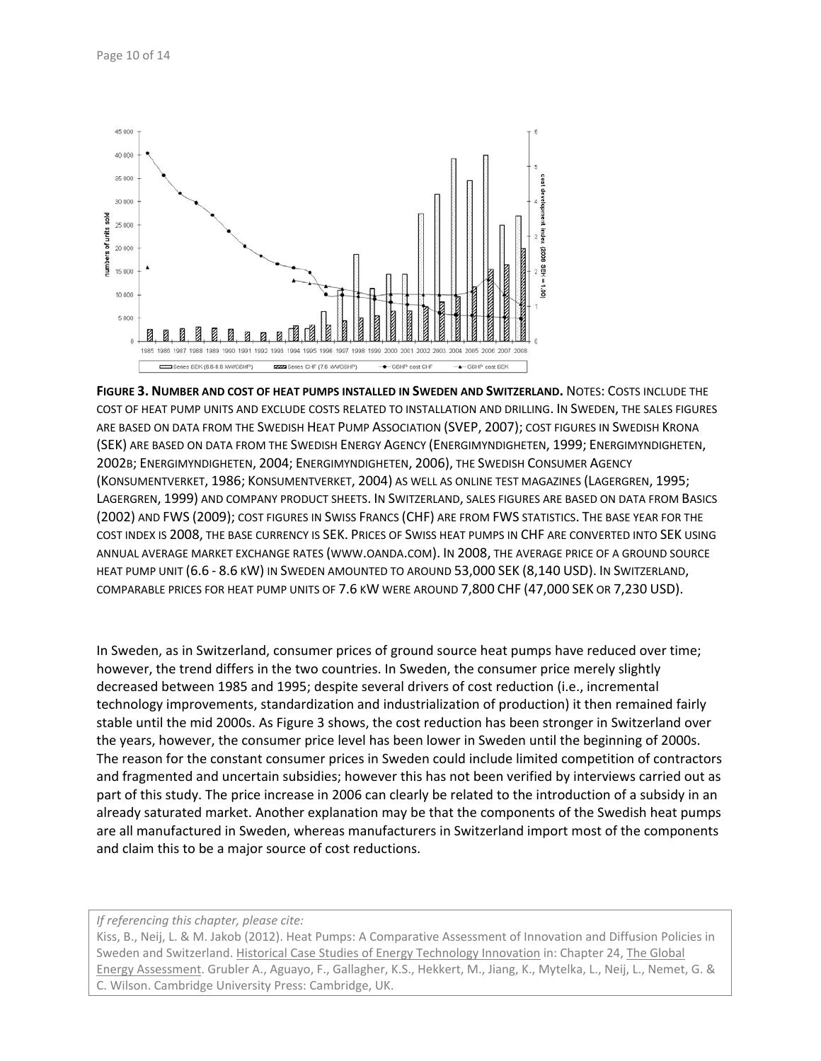**Figure 3. Number and cost of heat pumps installed in Sweden and Switzerland.** Notes: Costs include the cost of heat pump units and exclude costs related to installation and drilling. In Sweden, the sales figures are based on data from the Swedish Heat Pump Association (SVEP, 2007); cost figures in Swedish Krona (SEK) are based on data from the Swedish Energy Agency (Energimyndigheten, 1999; Energimyndigheten, 2002b; Energimyndigheten, 2004; Energimyndigheten, 2006), the Swedish Consumer Agency (Konsumentverket, 1986; Konsumentverket, 2004) as well as online test magazines (Lagergren, 1995; Lagergren, 1999) and company product sheets. In Switzerland, sales figures are based on data from Basics (2002) and FWS (2009); cost figures in Swiss Francs (CHF) are from FWS statistics. The base year for the cost index is 2008, the base currency is SEK. Prices of Swiss heat pumps in CHF are converted into SEK using annual average market exchange rates (www.oanda.com). In 2008, the average price of a ground source heat pump unit (6.6 - 8.6 kW) in Sweden amounted to around 53,000 SEK (8,140 USD). In Switzerland, comparable prices for heat pump units of 7.6 kW were around 7,800 CHF (47,000 SEK or 7,230 USD).

In Sweden, as in Switzerland, consumer prices of ground source heat pumps have reduced over time; however, the trend differs in the two countries. In Sweden, the consumer price merely slightly decreased between 1985 and 1995; despite several drivers of cost reduction (i.e., incremental technology improvements, standardization and industrialization of production) it then remained fairly stable until the mid 2000s. As Figure 3 shows, the cost reduction has been stronger in Switzerland over the years, however, the consumer price level has been lower in Sweden until the beginning of 2000s. The reason for the constant consumer prices in Sweden could include limited competition of contractors and fragmented and uncertain subsidies; however this has not been verified by interviews carried out as part of this study. The price increase in 2006 can clearly be related to the introduction of a subsidy in an already saturated market. Another explanation may be that the components of the Swedish heat pumps are all manufactured in Sweden, whereas manufacturers in Switzerland import most of the components and claim this to be a major source of cost reductions.

*If referencing this chapter, please cite:*
Kiss, B., Neij, L. & M. Jakob (2012). Heat Pumps: A Comparative Assessment of Innovation and Diffusion Policies in Sweden and Switzerland. Historical Case Studies of Energy Technology Innovation in: Chapter 24, The Global Energy Assessment. Grubler A., Aguayo, F., Gallagher, K.S., Hekkert, M., Jiang, K., Mytelka, L., Neij, L., Nemet, G. & C. Wilson. Cambridge University Press: Cambridge, UK.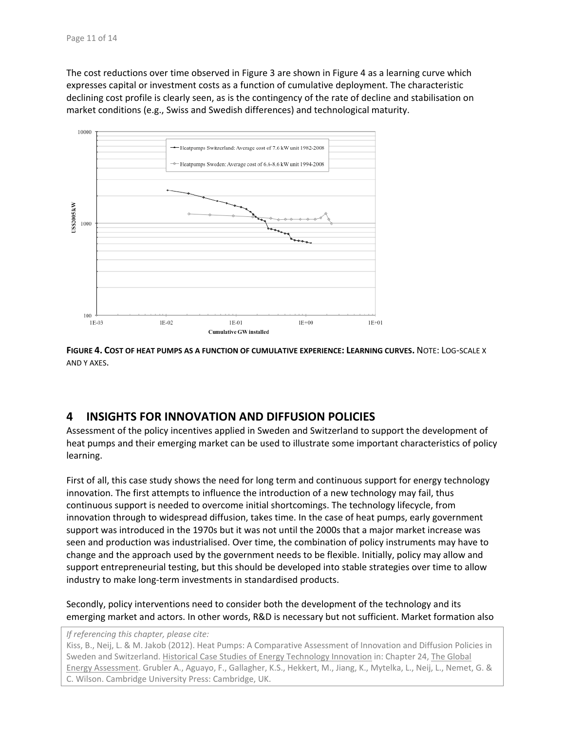The cost reductions over time observed in Figure 3 are shown in Figure 4 as a learning curve which expresses capital or investment costs as a function of cumulative deployment. The characteristic declining cost profile is clearly seen, as is the contingency of the rate of decline and stabilisation on market conditions (e.g., Swiss and Swedish differences) and technological maturity.

**FIGURE 4. COST OF HEAT PUMPS AS A FUNCTION OF CUMULATIVE EXPERIENCE: LEARNING CURVES.** NOTE: LOG-SCALE X AND Y AXES.

## 4 INSIGHTS FOR INNOVATION AND DIFFUSION POLICIES

Assessment of the policy incentives applied in Sweden and Switzerland to support the development of heat pumps and their emerging market can be used to illustrate some important characteristics of policy learning.

First of all, this case study shows the need for long term and continuous support for energy technology innovation. The first attempts to influence the introduction of a new technology may fail, thus continuous support is needed to overcome initial shortcomings. The technology lifecycle, from innovation through to widespread diffusion, takes time. In the case of heat pumps, early government support was introduced in the 1970s but it was not until the 2000s that a major market increase was seen and production was industrialised. Over time, the combination of policy instruments may have to change and the approach used by the government needs to be flexible. Initially, policy may allow and support entrepreneurial testing, but this should be developed into stable strategies over time to allow industry to make long-term investments in standardised products.

Secondly, policy interventions need to consider both the development of the technology and its emerging market and actors. In other words, R&D is necessary but not sufficient. Market formation also

*If referencing this chapter, please cite:*
Kiss, B., Neij, L. & M. Jakob (2012). Heat Pumps: A Comparative Assessment of Innovation and Diffusion Policies in Sweden and Switzerland. Historical Case Studies of Energy Technology Innovation in: Chapter 24, The Global Energy Assessment. Grubler A., Aguayo, F., Gallagher, K.S., Hekkert, M., Jiang, K., Mytelka, L., Neij, L., Nemet, G. & C. Wilson. Cambridge University Press: Cambridge, UK.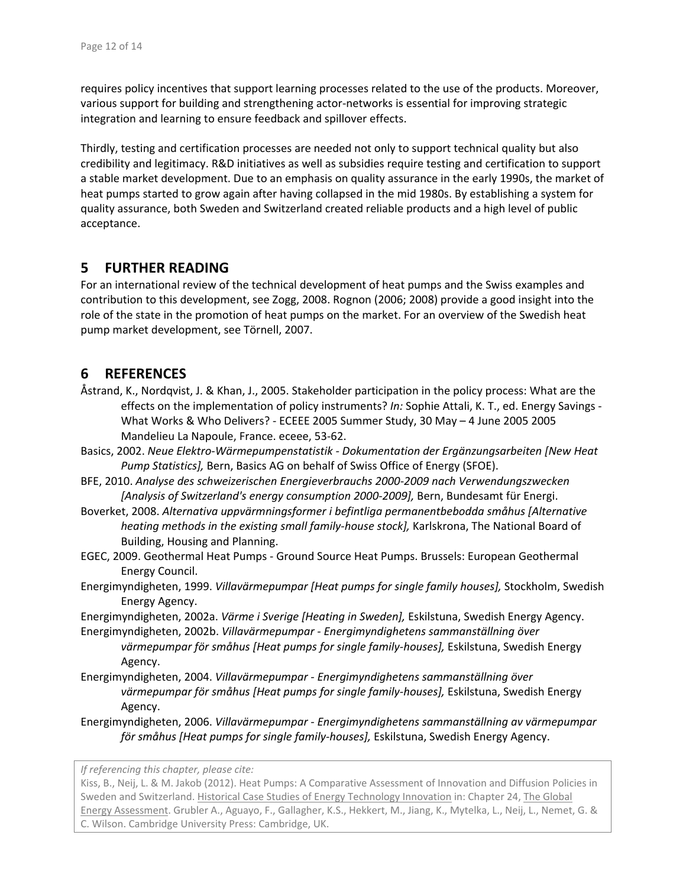requires policy incentives that support learning processes related to the use of the products. Moreover, various support for building and strengthening actor-networks is essential for improving strategic integration and learning to ensure feedback and spillover effects.

Thirdly, testing and certification processes are needed not only to support technical quality but also credibility and legitimacy. R&D initiatives as well as subsidies require testing and certification to support a stable market development. Due to an emphasis on quality assurance in the early 1990s, the market of heat pumps started to grow again after having collapsed in the mid 1980s. By establishing a system for quality assurance, both Sweden and Switzerland created reliable products and a high level of public acceptance.

## 5 FURTHER READING

For an international review of the technical development of heat pumps and the Swiss examples and contribution to this development, see Zogg, 2008. Rognon (2006; 2008) provide a good insight into the role of the state in the promotion of heat pumps on the market. For an overview of the Swedish heat pump market development, see Törnell, 2007.

## 6 REFERENCES

Åstrand, K., Nordqvist, J. & Khan, J., 2005. Stakeholder participation in the policy process: What are the effects on the implementation of policy instruments? *In:* Sophie Attali, K. T., ed. Energy Savings - What Works & Who Delivers? - ECEEE 2005 Summer Study, 30 May – 4 June 2005 2005 Mandelieu La Napoule, France. eceee, 53-62.

Basics, 2002. *Neue Elektro-Wärmepumpenstatistik - Dokumentation der Ergänzungsarbeiten [New Heat Pump Statistics],* Bern, Basics AG on behalf of Swiss Office of Energy (SFOE).

BFE, 2010. *Analyse des schweizerischen Energieverbrauchs 2000-2009 nach Verwendungszwecken [Analysis of Switzerland's energy consumption 2000-2009],* Bern, Bundesamt für Energi.

Boverket, 2008. *Alternativa uppvärmningsformer i befintliga permanentbebodda småhus [Alternative heating methods in the existing small family-house stock],* Karlskrona, The National Board of Building, Housing and Planning.

EGEC, 2009. Geothermal Heat Pumps - Ground Source Heat Pumps. Brussels: European Geothermal Energy Council.

Energimyndigheten, 1999. *Villavärmepumpar [Heat pumps for single family houses],* Stockholm, Swedish Energy Agency.

Energimyndigheten, 2002a. *Värme i Sverige [Heating in Sweden],* Eskilstuna, Swedish Energy Agency.

Energimyndigheten, 2002b. *Villavärmepumpar - Energimyndighetens sammanställning över värmepumpar för småhus [Heat pumps for single family-houses],* Eskilstuna, Swedish Energy Agency.

Energimyndigheten, 2004. *Villavärmepumpar - Energimyndighetens sammanställning över värmepumpar för småhus [Heat pumps for single family-houses],* Eskilstuna, Swedish Energy Agency.

Energimyndigheten, 2006. *Villavärmepumpar - Energimyndighetens sammanställning av värmepumpar för småhus [Heat pumps for single family-houses],* Eskilstuna, Swedish Energy Agency.

*If referencing this chapter, please cite:*
Kiss, B., Neij, L. & M. Jakob (2012). Heat Pumps: A Comparative Assessment of Innovation and Diffusion Policies in Sweden and Switzerland. Historical Case Studies of Energy Technology Innovation in: Chapter 24, The Global Energy Assessment. Grubler A., Aguayo, F., Gallagher, K.S., Hekkert, M., Jiang, K., Mytelka, L., Neij, L., Nemet, G. & C. Wilson. Cambridge University Press: Cambridge, UK.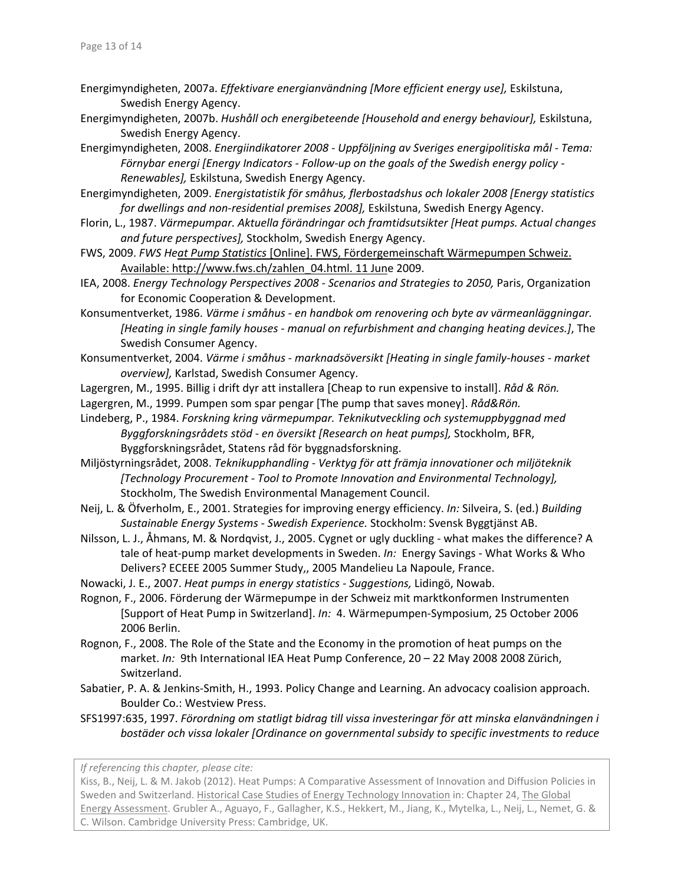Energimyndigheten, 2007a. *Effektivare energianvändning [More efficient energy use],* Eskilstuna, Swedish Energy Agency.

Energimyndigheten, 2007b. *Hushåll och energibeteende [Household and energy behaviour],* Eskilstuna, Swedish Energy Agency.

Energimyndigheten, 2008. *Energiindikatorer 2008 - Uppföljning av Sveriges energipolitiska mål - Tema: Förnybar energi [Energy Indicators - Follow-up on the goals of the Swedish energy policy - Renewables],* Eskilstuna, Swedish Energy Agency.

Energimyndigheten, 2009. *Energistatistik för småhus, flerbostadshus och lokaler 2008 [Energy statistics for dwellings and non-residential premises 2008],* Eskilstuna, Swedish Energy Agency.

Florin, L., 1987. *Värmepumpar. Aktuella förändringar och framtidsutsikter [Heat pumps. Actual changes and future perspectives],* Stockholm, Swedish Energy Agency.

FWS, 2009. *FWS Heat Pump Statistics* [Online]. FWS, Fördergemeinschaft Wärmepumpen Schweiz. Available: http://www.fws.ch/zahlen_04.html. 11 June 2009.

IEA, 2008. *Energy Technology Perspectives 2008 - Scenarios and Strategies to 2050,* Paris, Organization for Economic Cooperation & Development.

Konsumentverket, 1986. *Värme i småhus - en handbok om renovering och byte av värmeanläggningar. [Heating in single family houses - manual on refurbishment and changing heating devices.]*, The Swedish Consumer Agency.

Konsumentverket, 2004. *Värme i småhus - marknadsöversikt [Heating in single family-houses - market overview],* Karlstad, Swedish Consumer Agency.

Lagergren, M., 1995. Billig i drift dyr att installera [Cheap to run expensive to install]. *Råd & Rön.*

Lagergren, M., 1999. Pumpen som spar pengar [The pump that saves money]. *Råd&Rön.*

Lindeberg, P., 1984. *Forskning kring värmepumpar. Teknikutveckling och systemuppbyggnad med Byggforskningsrådets stöd - en översikt [Research on heat pumps],* Stockholm, BFR, Byggforskningsrådet, Statens råd för byggnadsforskning.

Miljöstyrningsrådet, 2008. *Teknikupphandling - Verktyg för att främja innovationer och miljöteknik [Technology Procurement - Tool to Promote Innovation and Environmental Technology],* Stockholm, The Swedish Environmental Management Council.

Neij, L. & Öfverholm, E., 2001. Strategies for improving energy efficiency. *In:* Silveira, S. (ed.) *Building Sustainable Energy Systems - Swedish Experience.* Stockholm: Svensk Byggtjänst AB.

Nilsson, L. J., Åhmans, M. & Nordqvist, J., 2005. Cygnet or ugly duckling - what makes the difference? A tale of heat-pump market developments in Sweden. *In:* Energy Savings - What Works & Who Delivers? ECEEE 2005 Summer Study,, 2005 Mandelieu La Napoule, France.

Nowacki, J. E., 2007. *Heat pumps in energy statistics - Suggestions,* Lidingö, Nowab.

Rognon, F., 2006. Förderung der Wärmepumpe in der Schweiz mit marktkonformen Instrumenten [Support of Heat Pump in Switzerland]. *In:* 4. Wärmepumpen-Symposium, 25 October 2006 2006 Berlin.

Rognon, F., 2008. The Role of the State and the Economy in the promotion of heat pumps on the market. *In:* 9th International IEA Heat Pump Conference, 20 – 22 May 2008 2008 Zürich, Switzerland.

Sabatier, P. A. & Jenkins-Smith, H., 1993. Policy Change and Learning. An advocacy coalision approach. Boulder Co.: Westview Press.

SFS1997:635, 1997. *Förordning om statligt bidrag till vissa investeringar för att minska elanvändningen i bostäder och vissa lokaler [Ordinance on governmental subsidy to specific investments to reduce*

*If referencing this chapter, please cite:*
Kiss, B., Neij, L. & M. Jakob (2012). Heat Pumps: A Comparative Assessment of Innovation and Diffusion Policies in Sweden and Switzerland. Historical Case Studies of Energy Technology Innovation in: Chapter 24, The Global Energy Assessment. Grubler A., Aguayo, F., Gallagher, K.S., Hekkert, M., Jiang, K., Mytelka, L., Neij, L., Nemet, G. & C. Wilson. Cambridge University Press: Cambridge, UK.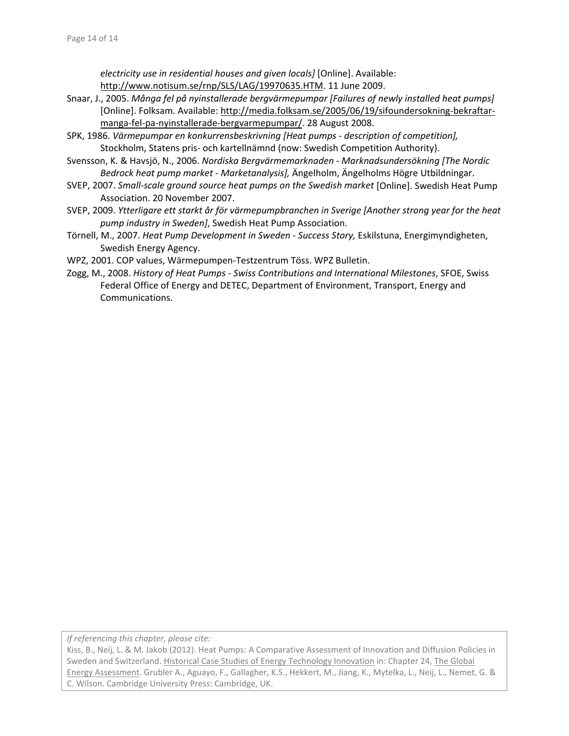*electricity use in residential houses and given locals]* [Online]. Available: http://www.notisum.se/rnp/SLS/LAG/19970635.HTM. 11 June 2009.

Snaar, J., 2005. *Många fel på nyinstallerade bergvärmepumpar [Failures of newly installed heat pumps]* [Online]. Folksam. Available: http://media.folksam.se/2005/06/19/sifoundersokning-bekraftar-manga-fel-pa-nyinstallerade-bergvarmepumpar/. 28 August 2008.

SPK, 1986. *Värmepumpar en konkurrensbeskrivning [Heat pumps - description of competition],* Stockholm, Statens pris- och kartellnämnd (now: Swedish Competition Authority).

Svensson, K. & Havsjö, N., 2006. *Nordiska Bergvärmemarknaden - Marknadsundersökning [The Nordic Bedrock heat pump market - Marketanalysis],* Ängelholm, Ängelholms Högre Utbildningar.

SVEP, 2007. *Small-scale ground source heat pumps on the Swedish market* [Online]. Swedish Heat Pump Association. 20 November 2007.

SVEP, 2009. *Ytterligare ett starkt år för värmepumpbranchen in Sverige [Another strong year for the heat pump industry in Sweden]*, Swedish Heat Pump Association.

Törnell, M., 2007. *Heat Pump Development in Sweden - Success Story,* Eskilstuna, Energimyndigheten, Swedish Energy Agency.

WPZ, 2001. COP values, Wärmepumpen-Testzentrum Töss. WPZ Bulletin.

Zogg, M., 2008. *History of Heat Pumps - Swiss Contributions and International Milestones*, SFOE, Swiss Federal Office of Energy and DETEC, Department of Environment, Transport, Energy and Communications.

*If referencing this chapter, please cite:*
Kiss, B., Neij, L. & M. Jakob (2012). Heat Pumps: A Comparative Assessment of Innovation and Diffusion Policies in Sweden and Switzerland. Historical Case Studies of Energy Technology Innovation in: Chapter 24, The Global Energy Assessment. Grubler A., Aguayo, F., Gallagher, K.S., Hekkert, M., Jiang, K., Mytelka, L., Neij, L., Nemet, G. & C. Wilson. Cambridge University Press: Cambridge, UK.